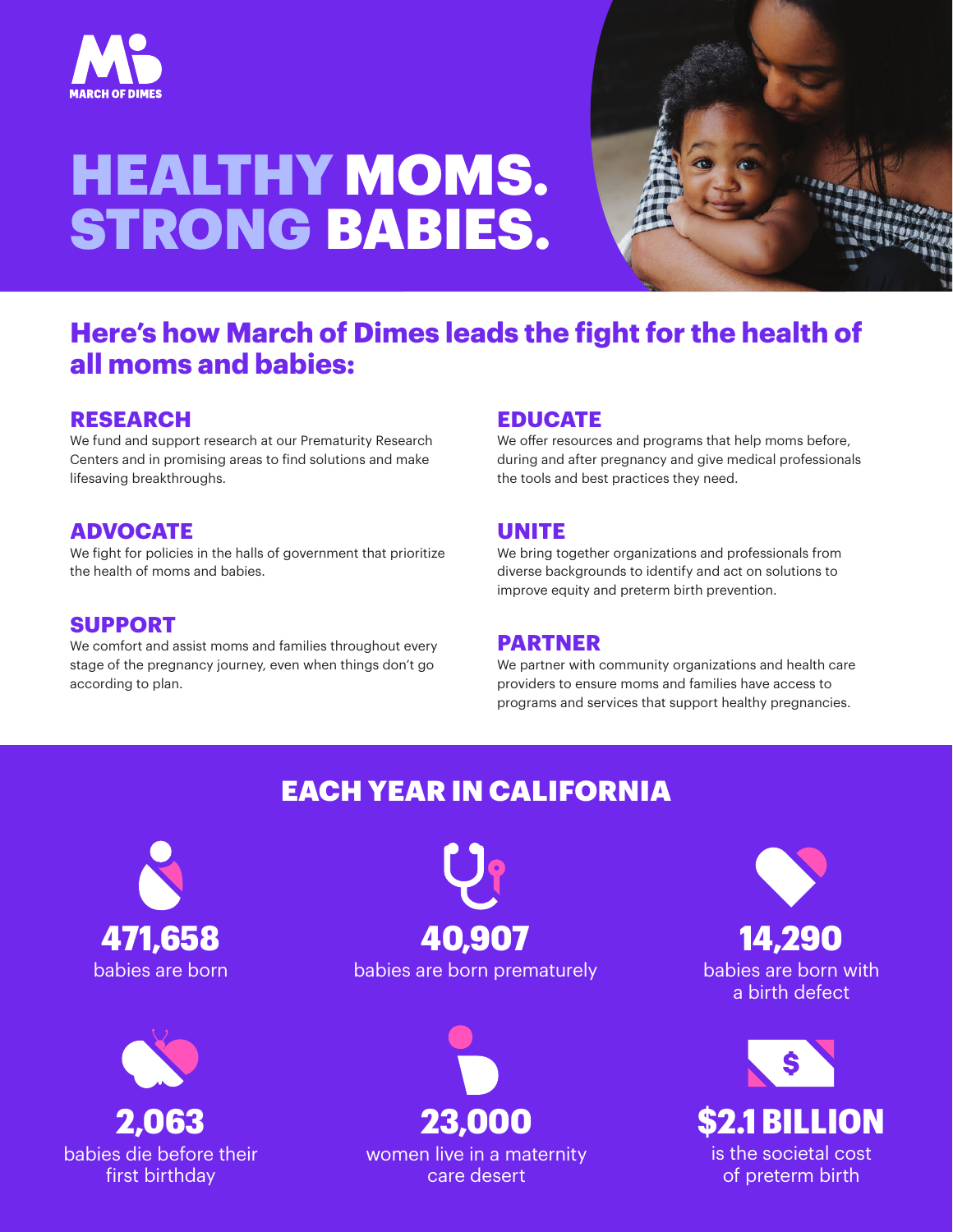MARCH OF DIMES

# HEALTHY MOMS. STRONG BABIES.

## Here's how March of Dimes leads the fight for the health of all moms and babies:

### RESEARCH

We fund and support research at our Prematurity Research Centers and in promising areas to find solutions and make lifesaving breakthroughs.

### ADVOCATE

We fight for policies in the halls of government that prioritize the health of moms and babies.

### SUPPORT

We comfort and assist moms and families throughout every stage of the pregnancy journey, even when things don't go according to plan.

### EDUCATE

We offer resources and programs that help moms before, during and after pregnancy and give medical professionals the tools and best practices they need.

### UNITE

We bring together organizations and professionals from diverse backgrounds to identify and act on solutions to improve equity and preterm birth prevention.

### PARTNER

We partner with community organizations and health care providers to ensure moms and families have access to programs and services that support healthy pregnancies.

## EACH YEAR IN CALIFORNIA

**471,658**
babies are born

**40,907**
babies are born prematurely

**14,290**
babies are born with a birth defect

**2,063**
babies die before their first birthday

**23,000**
women live in a maternity care desert

**$2.1 BILLION**
is the societal cost of preterm birth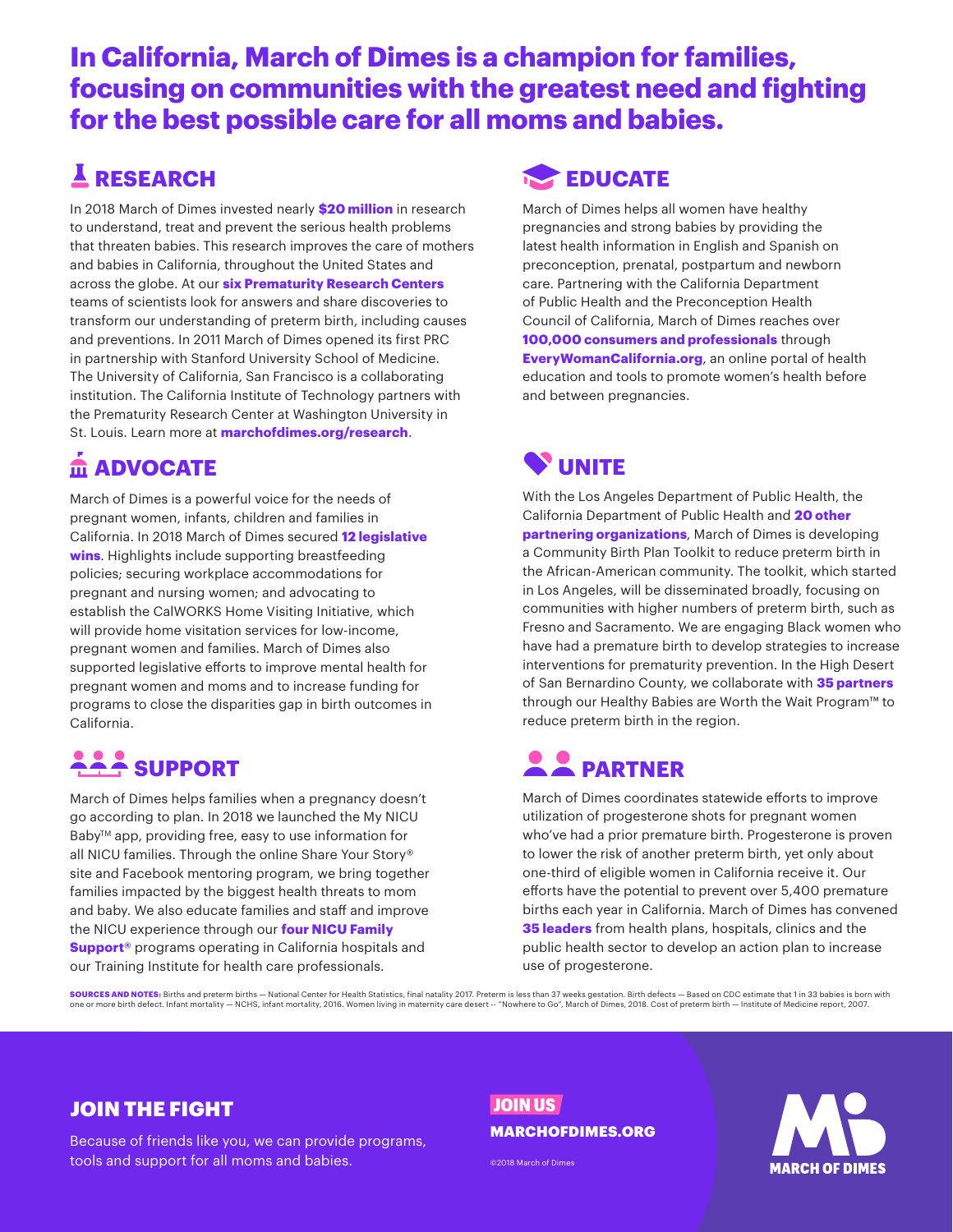# In California, March of Dimes is a champion for families, focusing on communities with the greatest need and fighting for the best possible care for all moms and babies.

## RESEARCH

In 2018 March of Dimes invested nearly **$20 million** in research to understand, treat and prevent the serious health problems that threaten babies. This research improves the care of mothers and babies in California, throughout the United States and across the globe. At our **six Prematurity Research Centers** teams of scientists look for answers and share discoveries to transform our understanding of preterm birth, including causes and preventions. In 2011 March of Dimes opened its first PRC in partnership with Stanford University School of Medicine. The University of California, San Francisco is a collaborating institution. The California Institute of Technology partners with the Prematurity Research Center at Washington University in St. Louis. Learn more at **marchofdimes.org/research**.

## ADVOCATE

March of Dimes is a powerful voice for the needs of pregnant women, infants, children and families in California. In 2018 March of Dimes secured **12 legislative wins**. Highlights include supporting breastfeeding policies; securing workplace accommodations for pregnant and nursing women; and advocating to establish the CalWORKS Home Visiting Initiative, which will provide home visitation services for low-income, pregnant women and families. March of Dimes also supported legislative efforts to improve mental health for pregnant women and moms and to increase funding for programs to close the disparities gap in birth outcomes in California.

## SUPPORT

March of Dimes helps families when a pregnancy doesn't go according to plan. In 2018 we launched the My NICU Baby™ app, providing free, easy to use information for all NICU families. Through the online Share Your Story® site and Facebook mentoring program, we bring together families impacted by the biggest health threats to mom and baby. We also educate families and staff and improve the NICU experience through our **four NICU Family Support®** programs operating in California hospitals and our Training Institute for health care professionals.

## EDUCATE

March of Dimes helps all women have healthy pregnancies and strong babies by providing the latest health information in English and Spanish on preconception, prenatal, postpartum and newborn care. Partnering with the California Department of Public Health and the Preconception Health Council of California, March of Dimes reaches over **100,000 consumers and professionals** through **EveryWomanCalifornia.org**, an online portal of health education and tools to promote women's health before and between pregnancies.

## UNITE

With the Los Angeles Department of Public Health, the California Department of Public Health and **20 other partnering organizations**, March of Dimes is developing a Community Birth Plan Toolkit to reduce preterm birth in the African-American community. The toolkit, which started in Los Angeles, will be disseminated broadly, focusing on communities with higher numbers of preterm birth, such as Fresno and Sacramento. We are engaging Black women who have had a premature birth to develop strategies to increase interventions for prematurity prevention. In the High Desert of San Bernardino County, we collaborate with **35 partners** through our Healthy Babies are Worth the Wait Program™ to reduce preterm birth in the region.

## PARTNER

March of Dimes coordinates statewide efforts to improve utilization of progesterone shots for pregnant women who've had a prior premature birth. Progesterone is proven to lower the risk of another preterm birth, yet only about one-third of eligible women in California receive it. Our efforts have the potential to prevent over 5,400 premature births each year in California. March of Dimes has convened **35 leaders** from health plans, hospitals, clinics and the public health sector to develop an action plan to increase use of progesterone.

**SOURCES AND NOTES:** Births and preterm births — National Center for Health Statistics, final natality 2017. Preterm is less than 37 weeks gestation. Birth defects — Based on CDC estimate that 1 in 33 babies is born with one or more birth defect. Infant mortality — NCHS, infant mortality, 2016. Women living in maternity care desert -- "Nowhere to Go", March of Dimes, 2018. Cost of preterm birth — Institute of Medicine report, 2007.

## JOIN THE FIGHT

Because of friends like you, we can provide programs, tools and support for all moms and babies.

**JOIN US**

**MARCHOFDIMES.ORG**

©2018 March of Dimes

MARCH OF DIMES